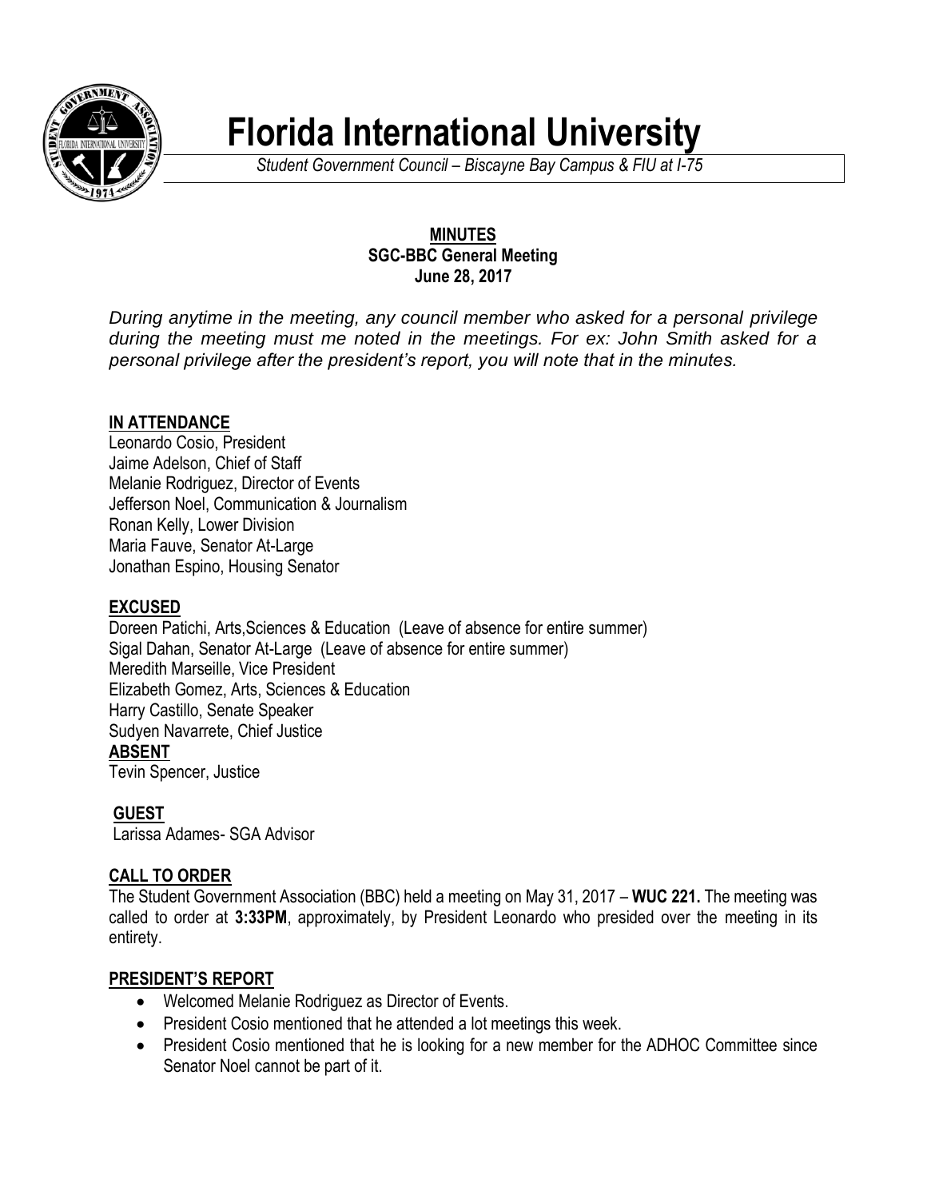# Florida International University

*Student Government Council – Biscayne Bay Campus & FIU at I-75*

**MINUTES**
**SGC-BBC General Meeting**
**June 28, 2017**

*During anytime in the meeting, any council member who asked for a personal privilege during the meeting must me noted in the meetings. For ex: John Smith asked for a personal privilege after the president's report, you will note that in the minutes.*

## IN ATTENDANCE

Leonardo Cosio, President
Jaime Adelson, Chief of Staff
Melanie Rodriguez, Director of Events
Jefferson Noel, Communication & Journalism
Ronan Kelly, Lower Division
Maria Fauve, Senator At-Large
Jonathan Espino, Housing Senator

## EXCUSED

Doreen Patichi, Arts,Sciences & Education (Leave of absence for entire summer)
Sigal Dahan, Senator At-Large (Leave of absence for entire summer)
Meredith Marseille, Vice President
Elizabeth Gomez, Arts, Sciences & Education
Harry Castillo, Senate Speaker
Sudyen Navarrete, Chief Justice

## ABSENT

Tevin Spencer, Justice

## GUEST

Larissa Adames- SGA Advisor

## CALL TO ORDER

The Student Government Association (BBC) held a meeting on May 31, 2017 – **WUC 221.** The meeting was called to order at **3:33PM**, approximately, by President Leonardo who presided over the meeting in its entirety.

## PRESIDENT'S REPORT

- Welcomed Melanie Rodriguez as Director of Events.
- President Cosio mentioned that he attended a lot meetings this week.
- President Cosio mentioned that he is looking for a new member for the ADHOC Committee since Senator Noel cannot be part of it.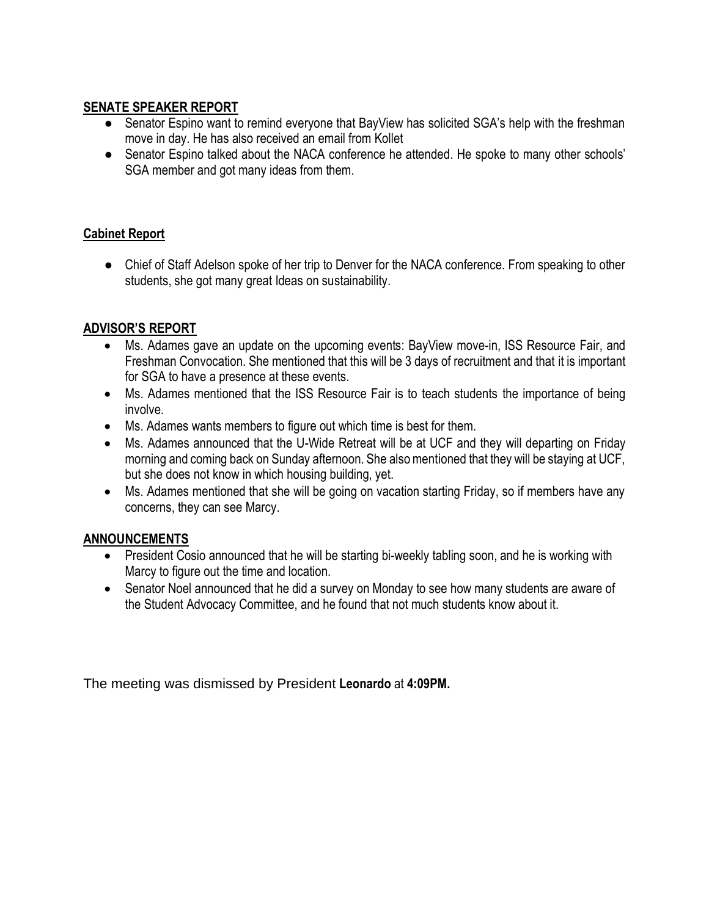## SENATE SPEAKER REPORT

- Senator Espino want to remind everyone that BayView has solicited SGA's help with the freshman move in day. He has also received an email from Kollet
- Senator Espino talked about the NACA conference he attended. He spoke to many other schools' SGA member and got many ideas from them.

## Cabinet Report

- Chief of Staff Adelson spoke of her trip to Denver for the NACA conference. From speaking to other students, she got many great Ideas on sustainability.

## ADVISOR'S REPORT

- Ms. Adames gave an update on the upcoming events: BayView move-in, ISS Resource Fair, and Freshman Convocation. She mentioned that this will be 3 days of recruitment and that it is important for SGA to have a presence at these events.
- Ms. Adames mentioned that the ISS Resource Fair is to teach students the importance of being involve.
- Ms. Adames wants members to figure out which time is best for them.
- Ms. Adames announced that the U-Wide Retreat will be at UCF and they will departing on Friday morning and coming back on Sunday afternoon. She also mentioned that they will be staying at UCF, but she does not know in which housing building, yet.
- Ms. Adames mentioned that she will be going on vacation starting Friday, so if members have any concerns, they can see Marcy.

## ANNOUNCEMENTS

- President Cosio announced that he will be starting bi-weekly tabling soon, and he is working with Marcy to figure out the time and location.
- Senator Noel announced that he did a survey on Monday to see how many students are aware of the Student Advocacy Committee, and he found that not much students know about it.

The meeting was dismissed by President **Leonardo** at **4:09PM.**